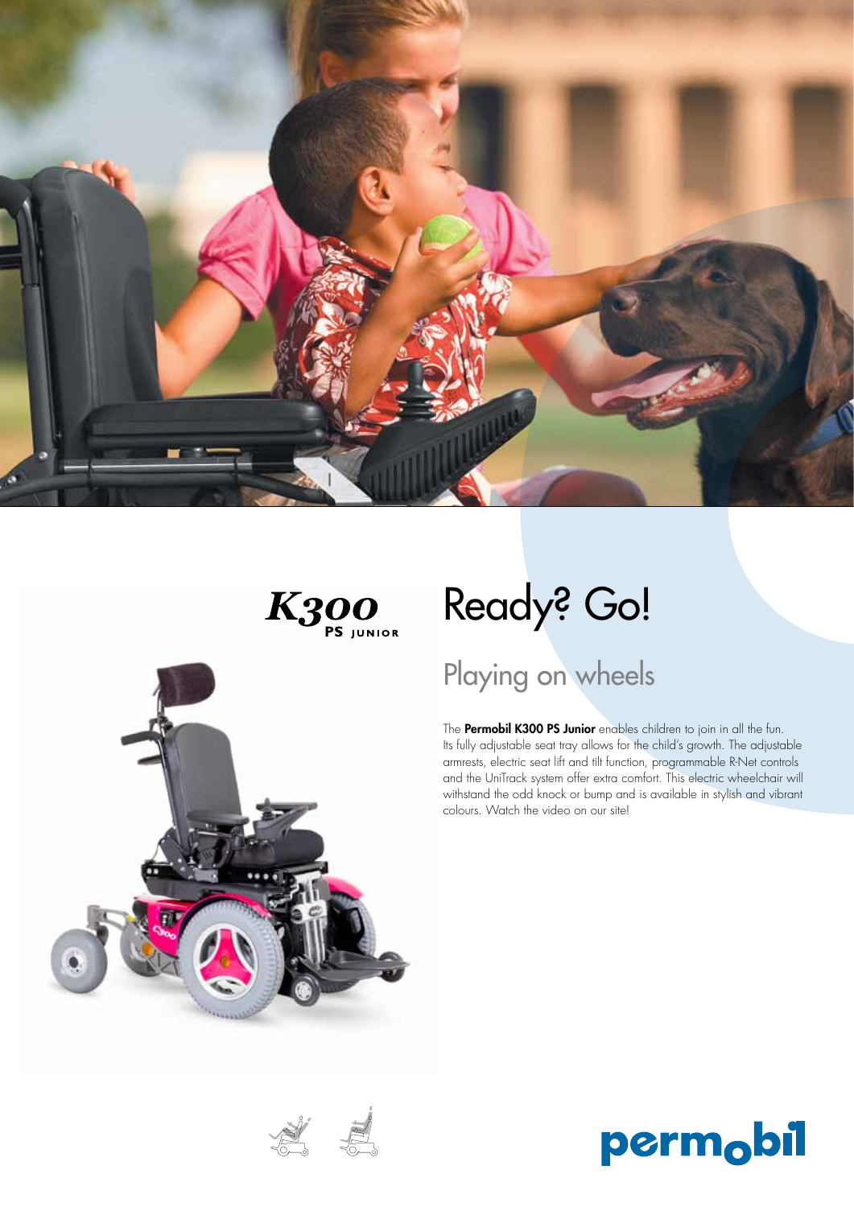**K300** PS JUNIOR

# Ready? Go!

## Playing on wheels

The **Permobil K300 PS Junior** enables children to join in all the fun. Its fully adjustable seat tray allows for the child's growth. The adjustable armrests, electric seat lift and tilt function, programmable R-Net controls and the UniTrack system offer extra comfort. This electric wheelchair will withstand the odd knock or bump and is available in stylish and vibrant colours. Watch the video on our site!

permobil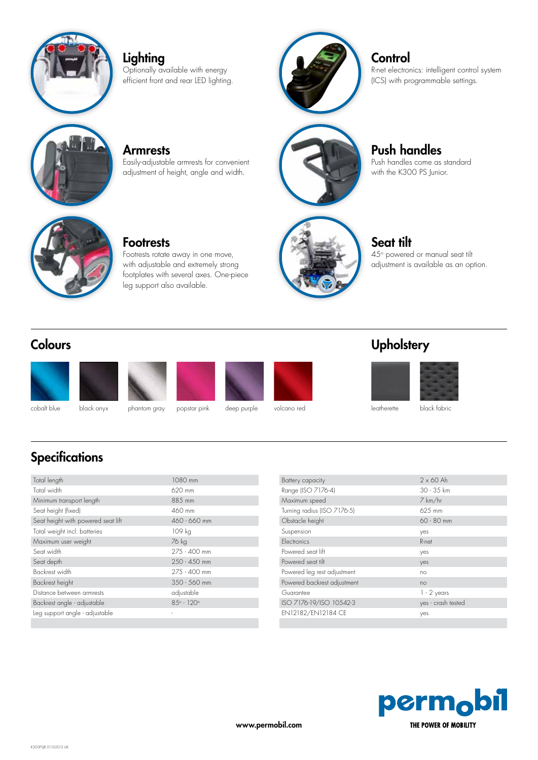## Lighting

Optionally available with energy efficient front and rear LED lighting.

## Control

R-net electronics: intelligent control system (ICS) with programmable settings.

## Armrests

Easily-adjustable armrests for convenient adjustment of height, angle and width.

## Push handles

Push handles come as standard with the K300 PS Junior.

## Footrests

Footrests rotate away in one move, with adjustable and extremely strong footplates with several axes. One-piece leg support also available.

## Seat tilt

45° powered or manual seat tilt adjustment is available as an option.

## Colours

cobalt blue, black onyx, phantom gray, popstar pink, deep purple, volcano red

## Upholstery

leatherette, black fabric

## Specifications

| | |
|---|---|
| Total length | 1080 mm |
| Total width | 620 mm |
| Minimum transport length | 885 mm |
| Seat height (fixed) | 460 mm |
| Seat height with powered seat lift | 460 - 660 mm |
| Total weight incl. batteries | 109 kg |
| Maximum user weight | 76 kg |
| Seat width | 275 - 400 mm |
| Seat depth | 250 - 450 mm |
| Backrest width | 275 - 400 mm |
| Backrest height | 350 - 560 mm |
| Distance between armrests | adjustable |
| Backrest angle - adjustable | 85° - 120° |
| Leg support angle - adjustable | - |

| | |
|---|---|
| Battery capacity | 2 x 60 Ah |
| Range (ISO 7176-4) | 30 - 35 km |
| Maximum speed | 7 km/hr |
| Turning radius (ISO 7176-5) | 625 mm |
| Obstacle height | 60 - 80 mm |
| Suspension | yes |
| Electronics | R-net |
| Powered seat lift | yes |
| Powered seat tilt | yes |
| Powered leg rest adjustment | no |
| Powered backrest adjustment | no |
| Guarantee | 1 - 2 years |
| ISO 7176-19/ISO 10542-3 | yes - crash tested |
| EN12182/EN12184 CE | yes |

www.permobil.com

permobil THE POWER OF MOBILITY

K300PSJR.01102012.UK